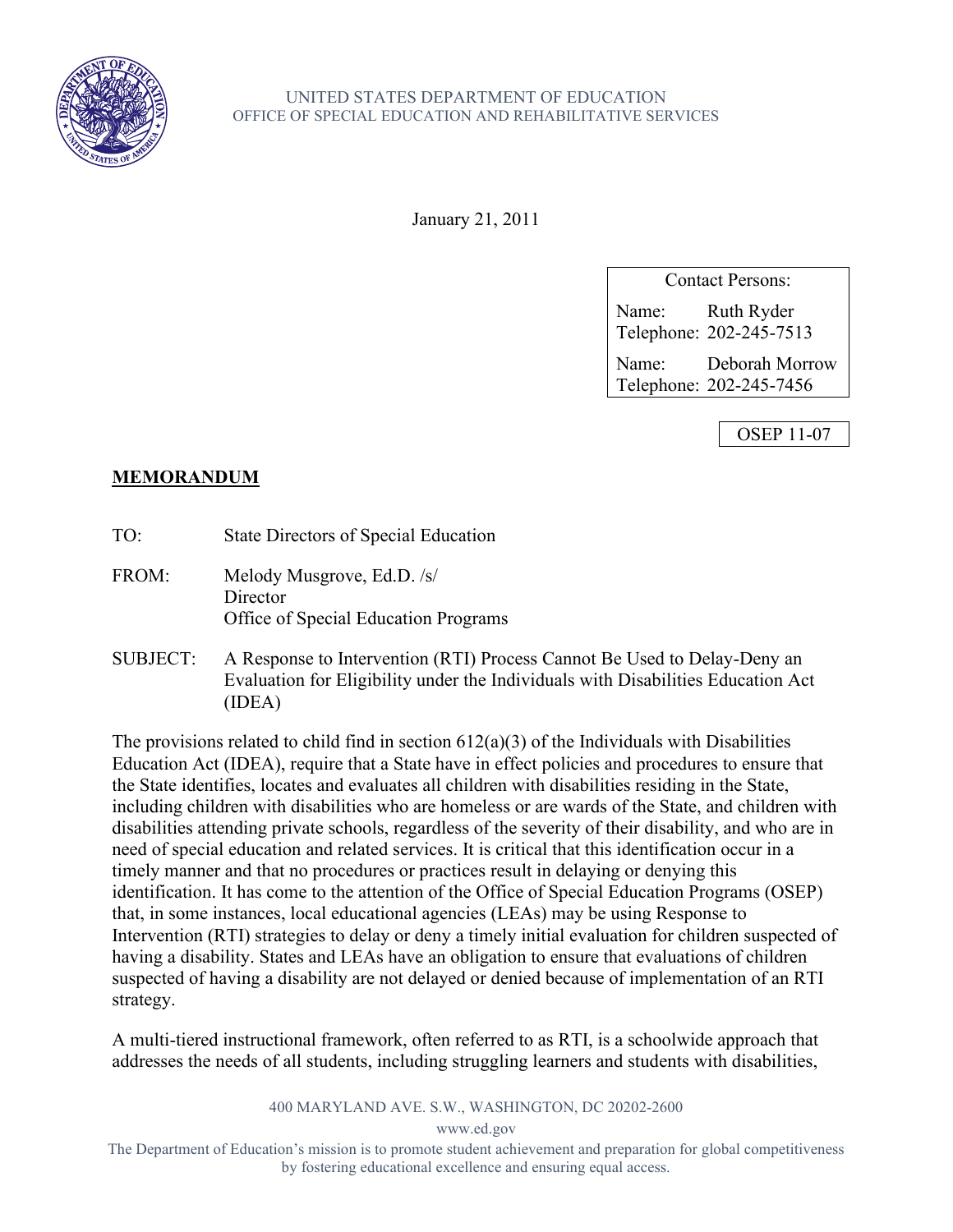UNITED STATES DEPARTMENT OF EDUCATION
OFFICE OF SPECIAL EDUCATION AND REHABILITATIVE SERVICES

January 21, 2011

| Contact Persons: | |
|---|---|
| Name: | Ruth Ryder |
| Telephone: | 202-245-7513 |
| Name: | Deborah Morrow |
| Telephone: | 202-245-7456 |

OSEP 11-07

**MEMORANDUM**

TO: State Directors of Special Education

FROM: Melody Musgrove, Ed.D. /s/
Director
Office of Special Education Programs

SUBJECT: A Response to Intervention (RTI) Process Cannot Be Used to Delay-Deny an Evaluation for Eligibility under the Individuals with Disabilities Education Act (IDEA)

The provisions related to child find in section 612(a)(3) of the Individuals with Disabilities Education Act (IDEA), require that a State have in effect policies and procedures to ensure that the State identifies, locates and evaluates all children with disabilities residing in the State, including children with disabilities who are homeless or are wards of the State, and children with disabilities attending private schools, regardless of the severity of their disability, and who are in need of special education and related services. It is critical that this identification occur in a timely manner and that no procedures or practices result in delaying or denying this identification. It has come to the attention of the Office of Special Education Programs (OSEP) that, in some instances, local educational agencies (LEAs) may be using Response to Intervention (RTI) strategies to delay or deny a timely initial evaluation for children suspected of having a disability. States and LEAs have an obligation to ensure that evaluations of children suspected of having a disability are not delayed or denied because of implementation of an RTI strategy.

A multi-tiered instructional framework, often referred to as RTI, is a schoolwide approach that addresses the needs of all students, including struggling learners and students with disabilities,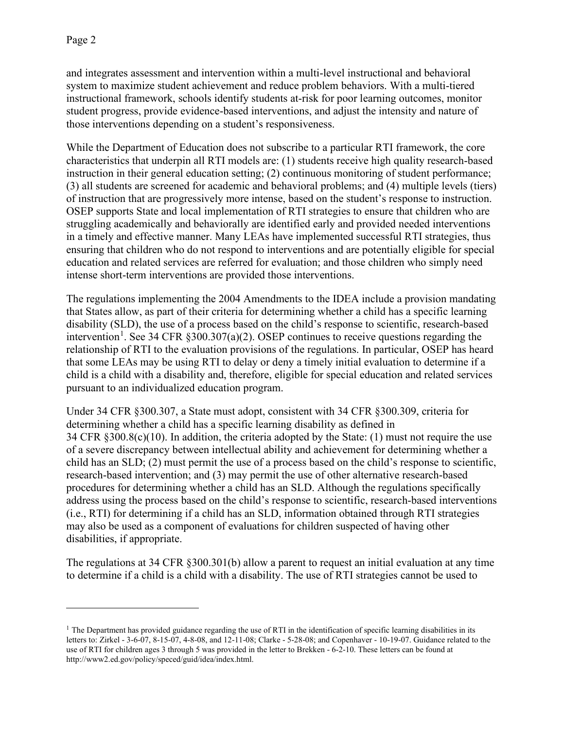and integrates assessment and intervention within a multi-level instructional and behavioral system to maximize student achievement and reduce problem behaviors. With a multi-tiered instructional framework, schools identify students at-risk for poor learning outcomes, monitor student progress, provide evidence-based interventions, and adjust the intensity and nature of those interventions depending on a student's responsiveness.

While the Department of Education does not subscribe to a particular RTI framework, the core characteristics that underpin all RTI models are: (1) students receive high quality research-based instruction in their general education setting; (2) continuous monitoring of student performance; (3) all students are screened for academic and behavioral problems; and (4) multiple levels (tiers) of instruction that are progressively more intense, based on the student's response to instruction. OSEP supports State and local implementation of RTI strategies to ensure that children who are struggling academically and behaviorally are identified early and provided needed interventions in a timely and effective manner. Many LEAs have implemented successful RTI strategies, thus ensuring that children who do not respond to interventions and are potentially eligible for special education and related services are referred for evaluation; and those children who simply need intense short-term interventions are provided those interventions.

The regulations implementing the 2004 Amendments to the IDEA include a provision mandating that States allow, as part of their criteria for determining whether a child has a specific learning disability (SLD), the use of a process based on the child's response to scientific, research-based intervention[1]. See 34 CFR §300.307(a)(2). OSEP continues to receive questions regarding the relationship of RTI to the evaluation provisions of the regulations. In particular, OSEP has heard that some LEAs may be using RTI to delay or deny a timely initial evaluation to determine if a child is a child with a disability and, therefore, eligible for special education and related services pursuant to an individualized education program.

Under 34 CFR §300.307, a State must adopt, consistent with 34 CFR §300.309, criteria for determining whether a child has a specific learning disability as defined in 34 CFR §300.8(c)(10). In addition, the criteria adopted by the State: (1) must not require the use of a severe discrepancy between intellectual ability and achievement for determining whether a child has an SLD; (2) must permit the use of a process based on the child's response to scientific, research-based intervention; and (3) may permit the use of other alternative research-based procedures for determining whether a child has an SLD. Although the regulations specifically address using the process based on the child's response to scientific, research-based interventions (i.e., RTI) for determining if a child has an SLD, information obtained through RTI strategies may also be used as a component of evaluations for children suspected of having other disabilities, if appropriate.

The regulations at 34 CFR §300.301(b) allow a parent to request an initial evaluation at any time to determine if a child is a child with a disability. The use of RTI strategies cannot be used to

---

[1] The Department has provided guidance regarding the use of RTI in the identification of specific learning disabilities in its letters to: Zirkel - 3-6-07, 8-15-07, 4-8-08, and 12-11-08; Clarke - 5-28-08; and Copenhaver - 10-19-07. Guidance related to the use of RTI for children ages 3 through 5 was provided in the letter to Brekken - 6-2-10. These letters can be found at http://www2.ed.gov/policy/speced/guid/idea/index.html.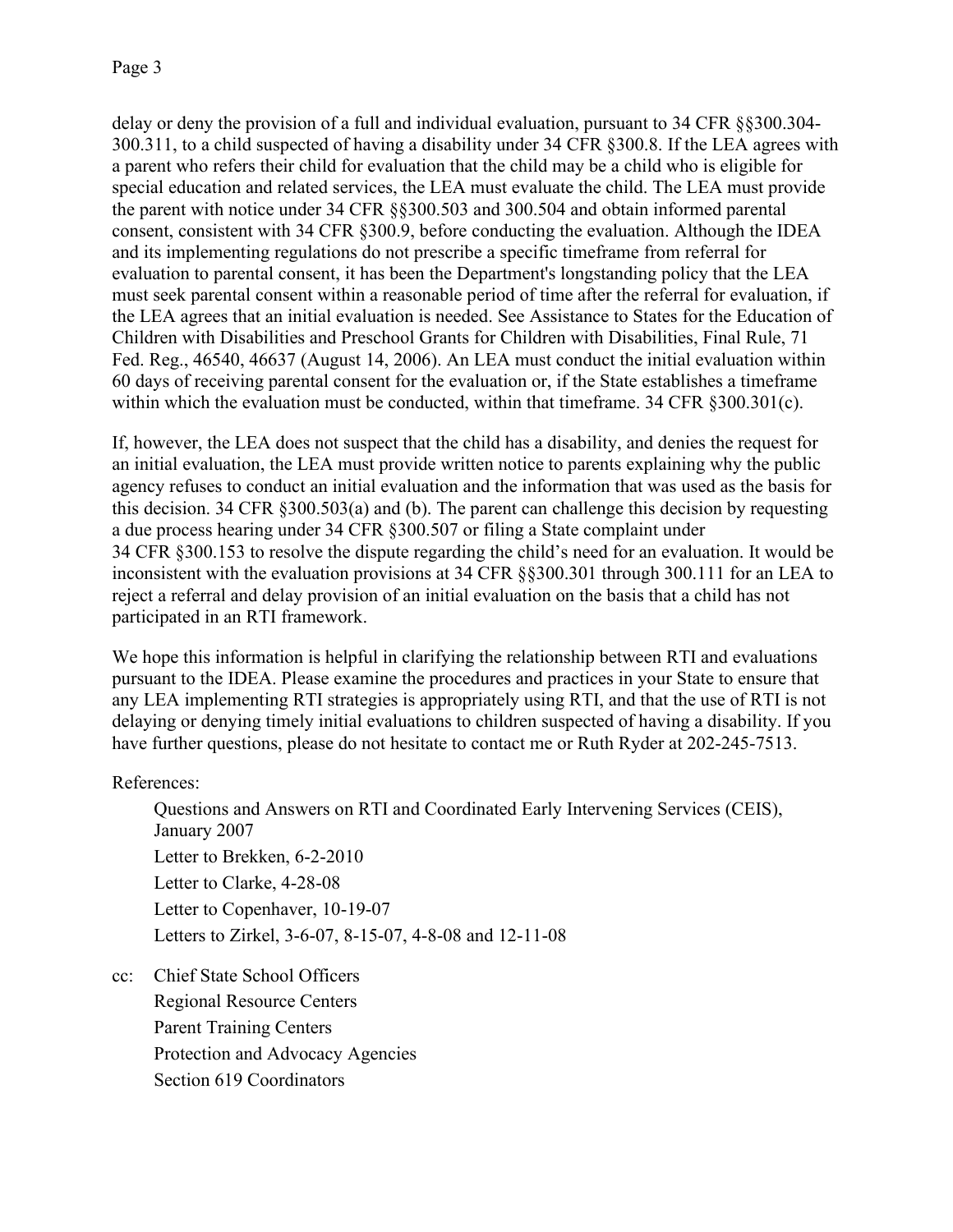delay or deny the provision of a full and individual evaluation, pursuant to 34 CFR §§300.304-300.311, to a child suspected of having a disability under 34 CFR §300.8. If the LEA agrees with a parent who refers their child for evaluation that the child may be a child who is eligible for special education and related services, the LEA must evaluate the child. The LEA must provide the parent with notice under 34 CFR §§300.503 and 300.504 and obtain informed parental consent, consistent with 34 CFR §300.9, before conducting the evaluation. Although the IDEA and its implementing regulations do not prescribe a specific timeframe from referral for evaluation to parental consent, it has been the Department's longstanding policy that the LEA must seek parental consent within a reasonable period of time after the referral for evaluation, if the LEA agrees that an initial evaluation is needed. See Assistance to States for the Education of Children with Disabilities and Preschool Grants for Children with Disabilities, Final Rule, 71 Fed. Reg., 46540, 46637 (August 14, 2006). An LEA must conduct the initial evaluation within 60 days of receiving parental consent for the evaluation or, if the State establishes a timeframe within which the evaluation must be conducted, within that timeframe. 34 CFR §300.301(c).

If, however, the LEA does not suspect that the child has a disability, and denies the request for an initial evaluation, the LEA must provide written notice to parents explaining why the public agency refuses to conduct an initial evaluation and the information that was used as the basis for this decision. 34 CFR §300.503(a) and (b). The parent can challenge this decision by requesting a due process hearing under 34 CFR §300.507 or filing a State complaint under 34 CFR §300.153 to resolve the dispute regarding the child's need for an evaluation. It would be inconsistent with the evaluation provisions at 34 CFR §§300.301 through 300.111 for an LEA to reject a referral and delay provision of an initial evaluation on the basis that a child has not participated in an RTI framework.

We hope this information is helpful in clarifying the relationship between RTI and evaluations pursuant to the IDEA. Please examine the procedures and practices in your State to ensure that any LEA implementing RTI strategies is appropriately using RTI, and that the use of RTI is not delaying or denying timely initial evaluations to children suspected of having a disability. If you have further questions, please do not hesitate to contact me or Ruth Ryder at 202-245-7513.

References:

Questions and Answers on RTI and Coordinated Early Intervening Services (CEIS), January 2007
Letter to Brekken, 6-2-2010
Letter to Clarke, 4-28-08
Letter to Copenhaver, 10-19-07
Letters to Zirkel, 3-6-07, 8-15-07, 4-8-08 and 12-11-08

cc: Chief State School Officers
Regional Resource Centers
Parent Training Centers
Protection and Advocacy Agencies
Section 619 Coordinators